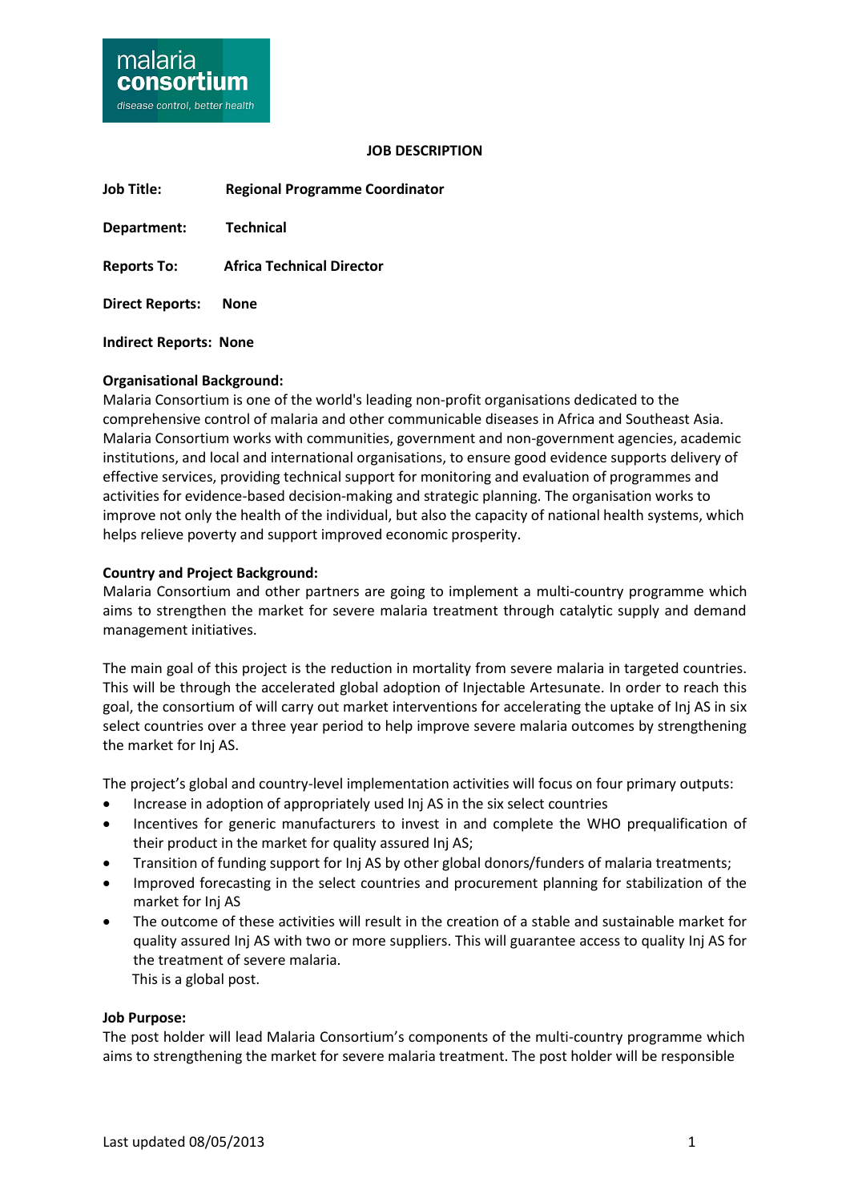malaria consortium
disease control, better health

# JOB DESCRIPTION

**Job Title:** **Regional Programme Coordinator**

**Department:** **Technical**

**Reports To:** **Africa Technical Director**

**Direct Reports:** **None**

**Indirect Reports:** **None**

**Organisational Background:**
Malaria Consortium is one of the world's leading non-profit organisations dedicated to the comprehensive control of malaria and other communicable diseases in Africa and Southeast Asia. Malaria Consortium works with communities, government and non-government agencies, academic institutions, and local and international organisations, to ensure good evidence supports delivery of effective services, providing technical support for monitoring and evaluation of programmes and activities for evidence-based decision-making and strategic planning. The organisation works to improve not only the health of the individual, but also the capacity of national health systems, which helps relieve poverty and support improved economic prosperity.

**Country and Project Background:**
Malaria Consortium and other partners are going to implement a multi-country programme which aims to strengthen the market for severe malaria treatment through catalytic supply and demand management initiatives.

The main goal of this project is the reduction in mortality from severe malaria in targeted countries. This will be through the accelerated global adoption of Injectable Artesunate. In order to reach this goal, the consortium of will carry out market interventions for accelerating the uptake of Inj AS in six select countries over a three year period to help improve severe malaria outcomes by strengthening the market for Inj AS.

The project's global and country-level implementation activities will focus on four primary outputs:

- Increase in adoption of appropriately used Inj AS in the six select countries
- Incentives for generic manufacturers to invest in and complete the WHO prequalification of their product in the market for quality assured Inj AS;
- Transition of funding support for Inj AS by other global donors/funders of malaria treatments;
- Improved forecasting in the select countries and procurement planning for stabilization of the market for Inj AS
- The outcome of these activities will result in the creation of a stable and sustainable market for quality assured Inj AS with two or more suppliers. This will guarantee access to quality Inj AS for the treatment of severe malaria.
  This is a global post.

**Job Purpose:**
The post holder will lead Malaria Consortium's components of the multi-country programme which aims to strengthening the market for severe malaria treatment. The post holder will be responsible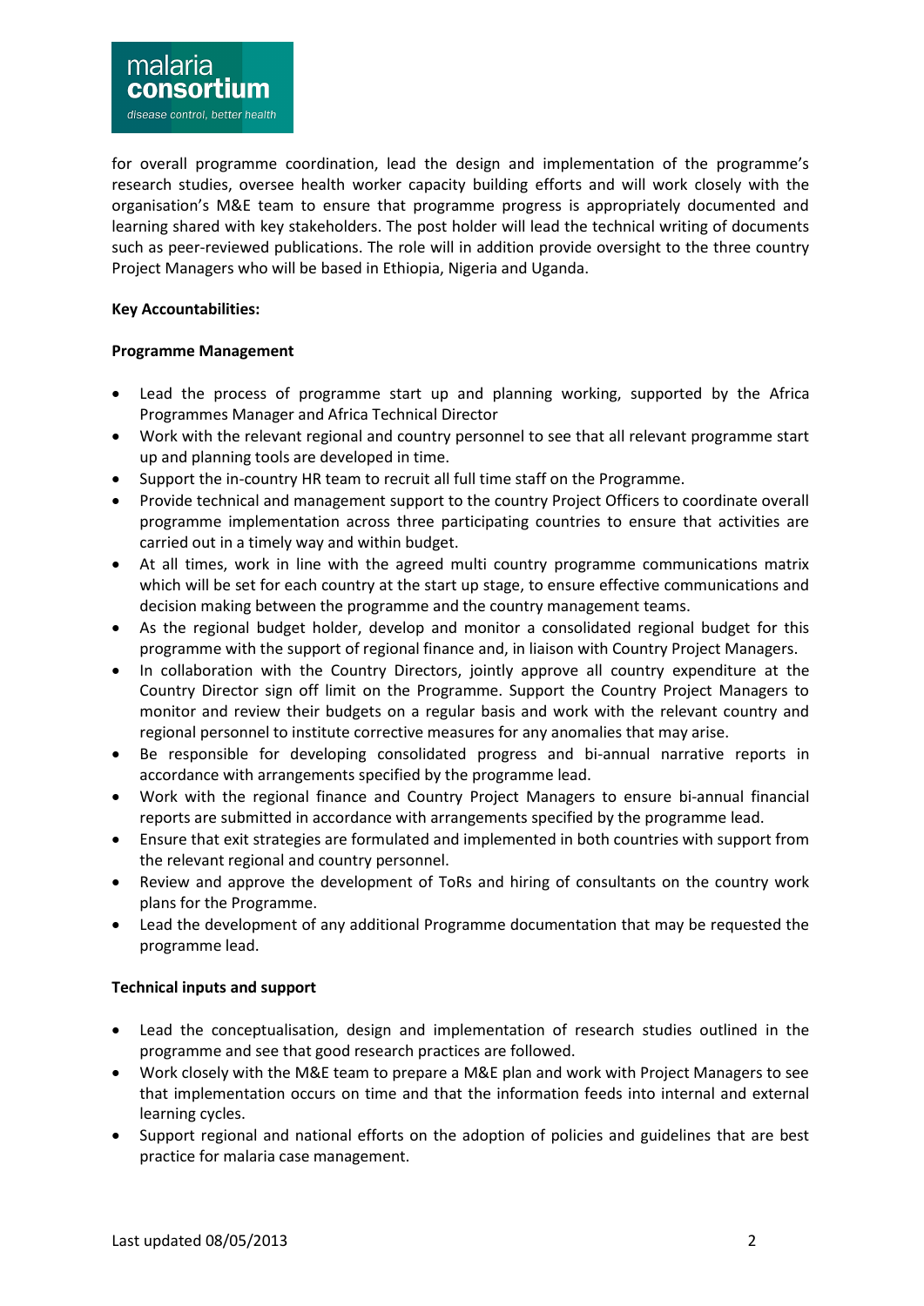for overall programme coordination, lead the design and implementation of the programme's research studies, oversee health worker capacity building efforts and will work closely with the organisation's M&E team to ensure that programme progress is appropriately documented and learning shared with key stakeholders. The post holder will lead the technical writing of documents such as peer-reviewed publications. The role will in addition provide oversight to the three country Project Managers who will be based in Ethiopia, Nigeria and Uganda.

**Key Accountabilities:**

**Programme Management**

- Lead the process of programme start up and planning working, supported by the Africa Programmes Manager and Africa Technical Director
- Work with the relevant regional and country personnel to see that all relevant programme start up and planning tools are developed in time.
- Support the in-country HR team to recruit all full time staff on the Programme.
- Provide technical and management support to the country Project Officers to coordinate overall programme implementation across three participating countries to ensure that activities are carried out in a timely way and within budget.
- At all times, work in line with the agreed multi country programme communications matrix which will be set for each country at the start up stage, to ensure effective communications and decision making between the programme and the country management teams.
- As the regional budget holder, develop and monitor a consolidated regional budget for this programme with the support of regional finance and, in liaison with Country Project Managers.
- In collaboration with the Country Directors, jointly approve all country expenditure at the Country Director sign off limit on the Programme. Support the Country Project Managers to monitor and review their budgets on a regular basis and work with the relevant country and regional personnel to institute corrective measures for any anomalies that may arise.
- Be responsible for developing consolidated progress and bi-annual narrative reports in accordance with arrangements specified by the programme lead.
- Work with the regional finance and Country Project Managers to ensure bi-annual financial reports are submitted in accordance with arrangements specified by the programme lead.
- Ensure that exit strategies are formulated and implemented in both countries with support from the relevant regional and country personnel.
- Review and approve the development of ToRs and hiring of consultants on the country work plans for the Programme.
- Lead the development of any additional Programme documentation that may be requested the programme lead.

**Technical inputs and support**

- Lead the conceptualisation, design and implementation of research studies outlined in the programme and see that good research practices are followed.
- Work closely with the M&E team to prepare a M&E plan and work with Project Managers to see that implementation occurs on time and that the information feeds into internal and external learning cycles.
- Support regional and national efforts on the adoption of policies and guidelines that are best practice for malaria case management.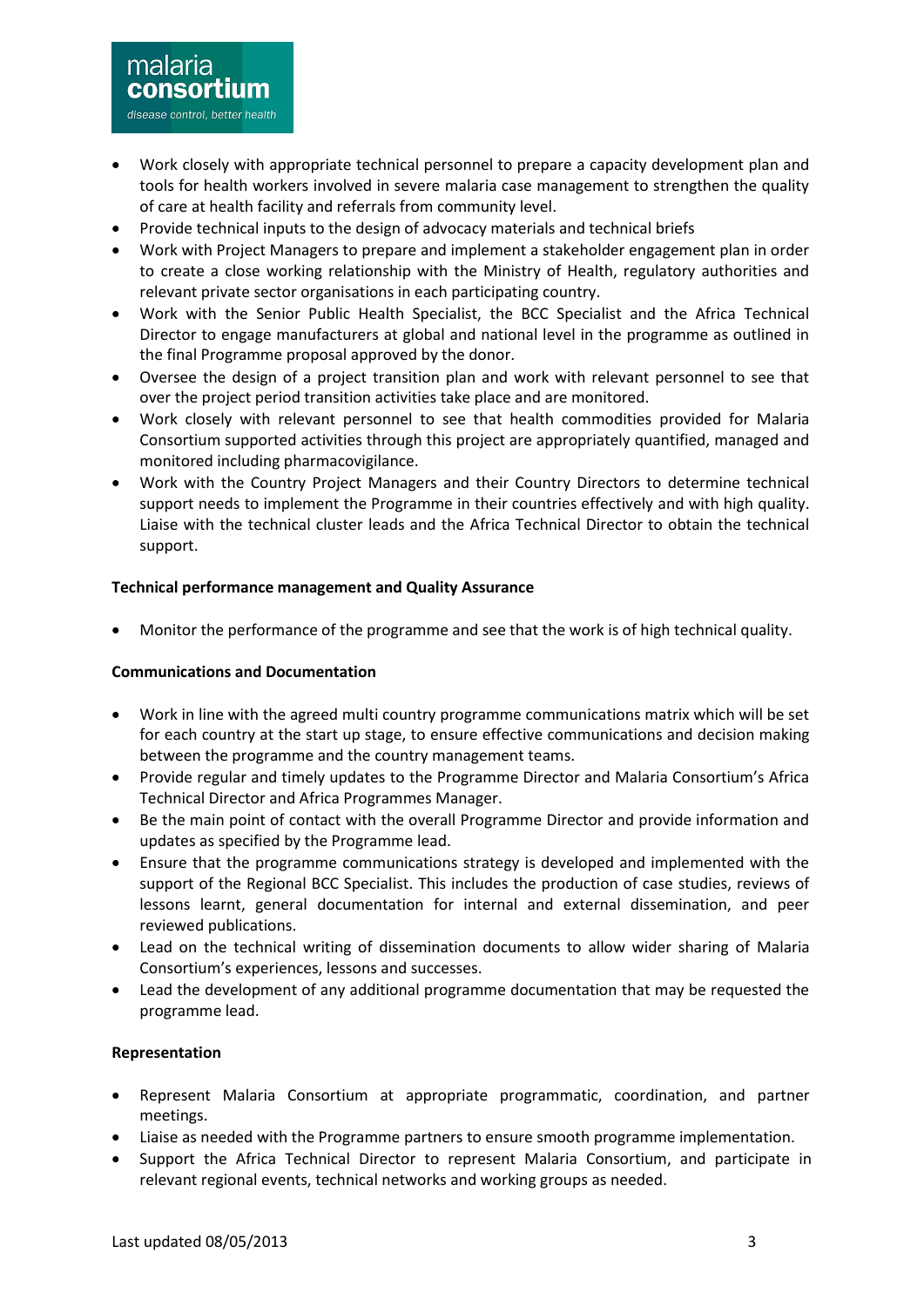- Work closely with appropriate technical personnel to prepare a capacity development plan and tools for health workers involved in severe malaria case management to strengthen the quality of care at health facility and referrals from community level.
- Provide technical inputs to the design of advocacy materials and technical briefs
- Work with Project Managers to prepare and implement a stakeholder engagement plan in order to create a close working relationship with the Ministry of Health, regulatory authorities and relevant private sector organisations in each participating country.
- Work with the Senior Public Health Specialist, the BCC Specialist and the Africa Technical Director to engage manufacturers at global and national level in the programme as outlined in the final Programme proposal approved by the donor.
- Oversee the design of a project transition plan and work with relevant personnel to see that over the project period transition activities take place and are monitored.
- Work closely with relevant personnel to see that health commodities provided for Malaria Consortium supported activities through this project are appropriately quantified, managed and monitored including pharmacovigilance.
- Work with the Country Project Managers and their Country Directors to determine technical support needs to implement the Programme in their countries effectively and with high quality. Liaise with the technical cluster leads and the Africa Technical Director to obtain the technical support.

**Technical performance management and Quality Assurance**

- Monitor the performance of the programme and see that the work is of high technical quality.

**Communications and Documentation**

- Work in line with the agreed multi country programme communications matrix which will be set for each country at the start up stage, to ensure effective communications and decision making between the programme and the country management teams.
- Provide regular and timely updates to the Programme Director and Malaria Consortium's Africa Technical Director and Africa Programmes Manager.
- Be the main point of contact with the overall Programme Director and provide information and updates as specified by the Programme lead.
- Ensure that the programme communications strategy is developed and implemented with the support of the Regional BCC Specialist. This includes the production of case studies, reviews of lessons learnt, general documentation for internal and external dissemination, and peer reviewed publications.
- Lead on the technical writing of dissemination documents to allow wider sharing of Malaria Consortium's experiences, lessons and successes.
- Lead the development of any additional programme documentation that may be requested the programme lead.

**Representation**

- Represent Malaria Consortium at appropriate programmatic, coordination, and partner meetings.
- Liaise as needed with the Programme partners to ensure smooth programme implementation.
- Support the Africa Technical Director to represent Malaria Consortium, and participate in relevant regional events, technical networks and working groups as needed.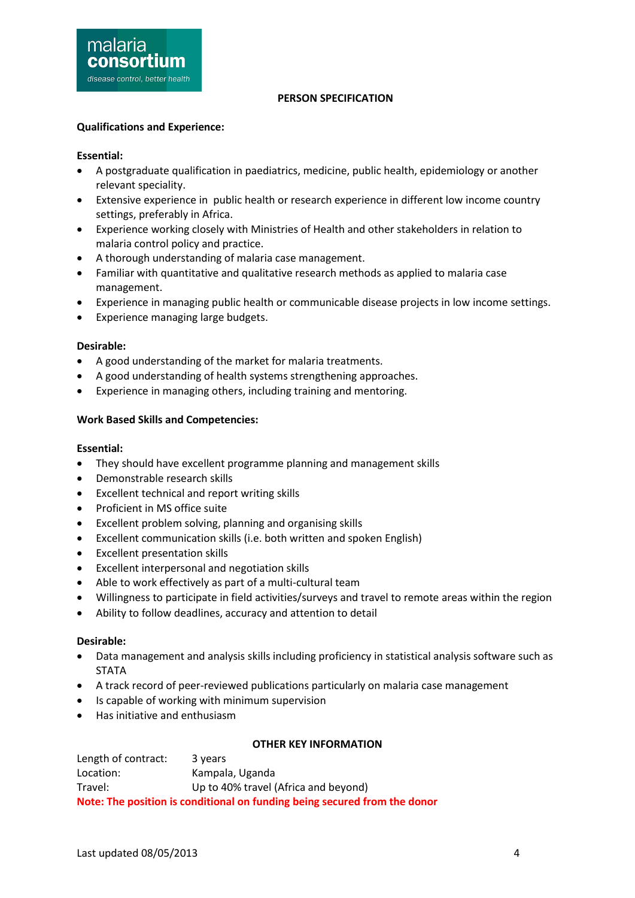## PERSON SPECIFICATION

### Qualifications and Experience:

**Essential:**

- A postgraduate qualification in paediatrics, medicine, public health, epidemiology or another relevant speciality.
- Extensive experience in public health or research experience in different low income country settings, preferably in Africa.
- Experience working closely with Ministries of Health and other stakeholders in relation to malaria control policy and practice.
- A thorough understanding of malaria case management.
- Familiar with quantitative and qualitative research methods as applied to malaria case management.
- Experience in managing public health or communicable disease projects in low income settings.
- Experience managing large budgets.

**Desirable:**

- A good understanding of the market for malaria treatments.
- A good understanding of health systems strengthening approaches.
- Experience in managing others, including training and mentoring.

### Work Based Skills and Competencies:

**Essential:**

- They should have excellent programme planning and management skills
- Demonstrable research skills
- Excellent technical and report writing skills
- Proficient in MS office suite
- Excellent problem solving, planning and organising skills
- Excellent communication skills (i.e. both written and spoken English)
- Excellent presentation skills
- Excellent interpersonal and negotiation skills
- Able to work effectively as part of a multi-cultural team
- Willingness to participate in field activities/surveys and travel to remote areas within the region
- Ability to follow deadlines, accuracy and attention to detail

**Desirable:**

- Data management and analysis skills including proficiency in statistical analysis software such as STATA
- A track record of peer-reviewed publications particularly on malaria case management
- Is capable of working with minimum supervision
- Has initiative and enthusiasm

## OTHER KEY INFORMATION

| | |
|---|---|
| Length of contract: | 3 years |
| Location: | Kampala, Uganda |
| Travel: | Up to 40% travel (Africa and beyond) |

**Note: The position is conditional on funding being secured from the donor**

Last updated 08/05/2013